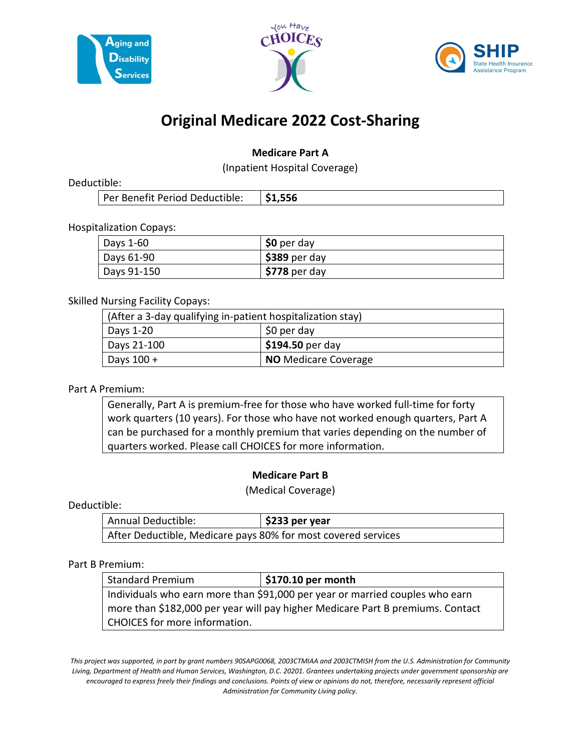# Original Medicare 2022 Cost-Sharing

## Medicare Part A

(Inpatient Hospital Coverage)

Deductible:

| Per Benefit Period Deductible: | **$1,556** |
|---|---|

Hospitalization Copays:

| Days 1-60 | **$0** per day |
|---|---|
| Days 61-90 | **$389** per day |
| Days 91-150 | **$778** per day |

Skilled Nursing Facility Copays:

| (After a 3-day qualifying in-patient hospitalization stay) | |
|---|---|
| Days 1-20 | $0 per day |
| Days 21-100 | **$194.50** per day |
| Days 100 + | **NO** Medicare Coverage |

Part A Premium:

> Generally, Part A is premium-free for those who have worked full-time for forty work quarters (10 years). For those who have not worked enough quarters, Part A can be purchased for a monthly premium that varies depending on the number of quarters worked. Please call CHOICES for more information.

## Medicare Part B

(Medical Coverage)

Deductible:

| Annual Deductible: | **$233 per year** |
|---|---|
| After Deductible, Medicare pays 80% for most covered services | |

Part B Premium:

| Standard Premium | **$170.10 per month** |
|---|---|
| Individuals who earn more than $91,000 per year or married couples who earn more than $182,000 per year will pay higher Medicare Part B premiums. Contact CHOICES for more information. | |

*This project was supported, in part by grant numbers 90SAPG0068, 2003CTMIAA and 2003CTMISH from the U.S. Administration for Community Living, Department of Health and Human Services, Washington, D.C. 20201. Grantees undertaking projects under government sponsorship are encouraged to express freely their findings and conclusions. Points of view or opinions do not, therefore, necessarily represent official Administration for Community Living policy.*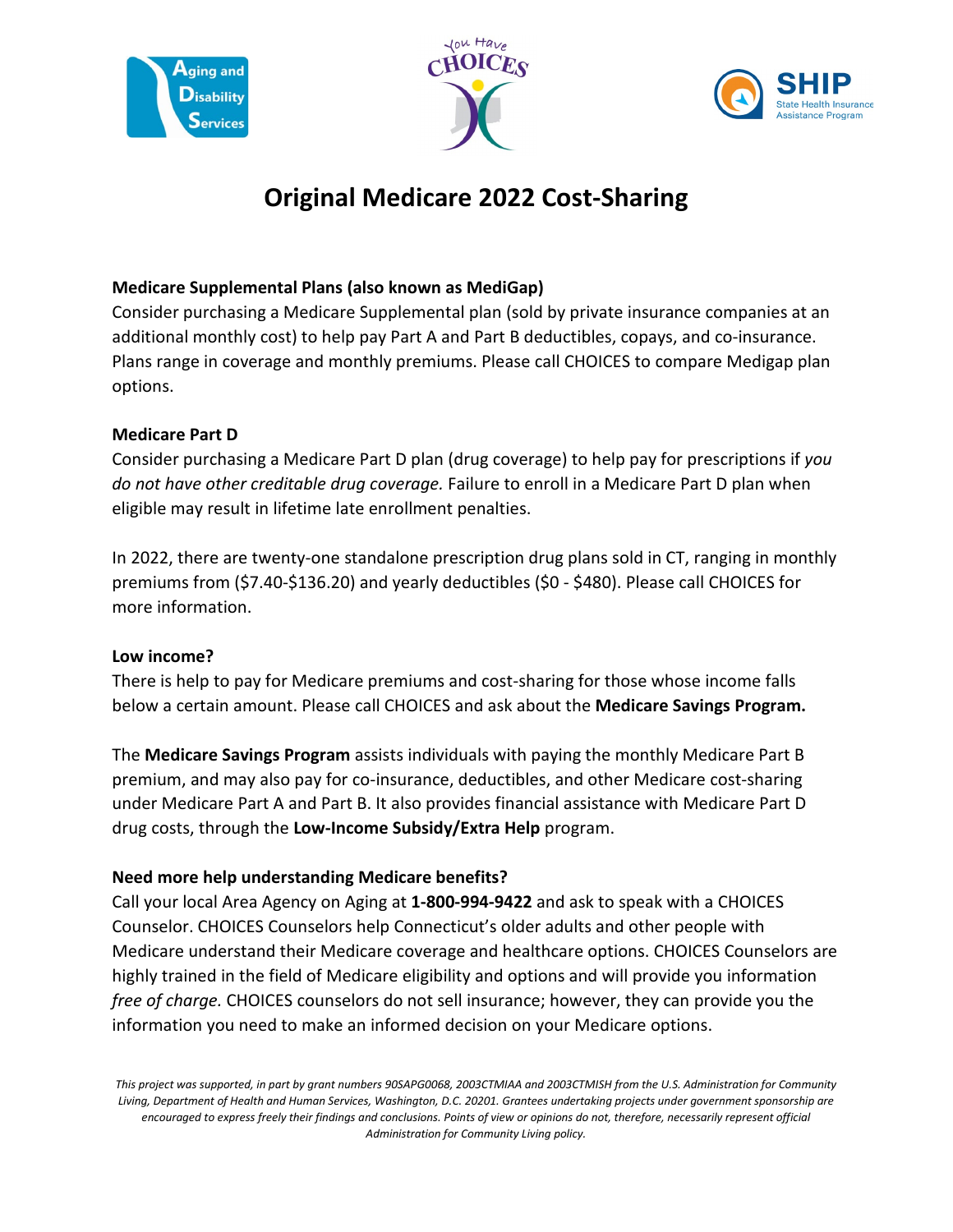# Original Medicare 2022 Cost-Sharing

**Medicare Supplemental Plans (also known as MediGap)**
Consider purchasing a Medicare Supplemental plan (sold by private insurance companies at an additional monthly cost) to help pay Part A and Part B deductibles, copays, and co-insurance. Plans range in coverage and monthly premiums. Please call CHOICES to compare Medigap plan options.

**Medicare Part D**
Consider purchasing a Medicare Part D plan (drug coverage) to help pay for prescriptions if *you do not have other creditable drug coverage.* Failure to enroll in a Medicare Part D plan when eligible may result in lifetime late enrollment penalties.

In 2022, there are twenty-one standalone prescription drug plans sold in CT, ranging in monthly premiums from ($7.40-$136.20) and yearly deductibles ($0 - $480). Please call CHOICES for more information.

**Low income?**
There is help to pay for Medicare premiums and cost-sharing for those whose income falls below a certain amount. Please call CHOICES and ask about the **Medicare Savings Program.**

The **Medicare Savings Program** assists individuals with paying the monthly Medicare Part B premium, and may also pay for co-insurance, deductibles, and other Medicare cost-sharing under Medicare Part A and Part B. It also provides financial assistance with Medicare Part D drug costs, through the **Low-Income Subsidy/Extra Help** program.

**Need more help understanding Medicare benefits?**
Call your local Area Agency on Aging at **1-800-994-9422** and ask to speak with a CHOICES Counselor. CHOICES Counselors help Connecticut's older adults and other people with Medicare understand their Medicare coverage and healthcare options. CHOICES Counselors are highly trained in the field of Medicare eligibility and options and will provide you information *free of charge.* CHOICES counselors do not sell insurance; however, they can provide you the information you need to make an informed decision on your Medicare options.

*This project was supported, in part by grant numbers 90SAPG0068, 2003CTMIAA and 2003CTMISH from the U.S. Administration for Community Living, Department of Health and Human Services, Washington, D.C. 20201. Grantees undertaking projects under government sponsorship are encouraged to express freely their findings and conclusions. Points of view or opinions do not, therefore, necessarily represent official Administration for Community Living policy.*